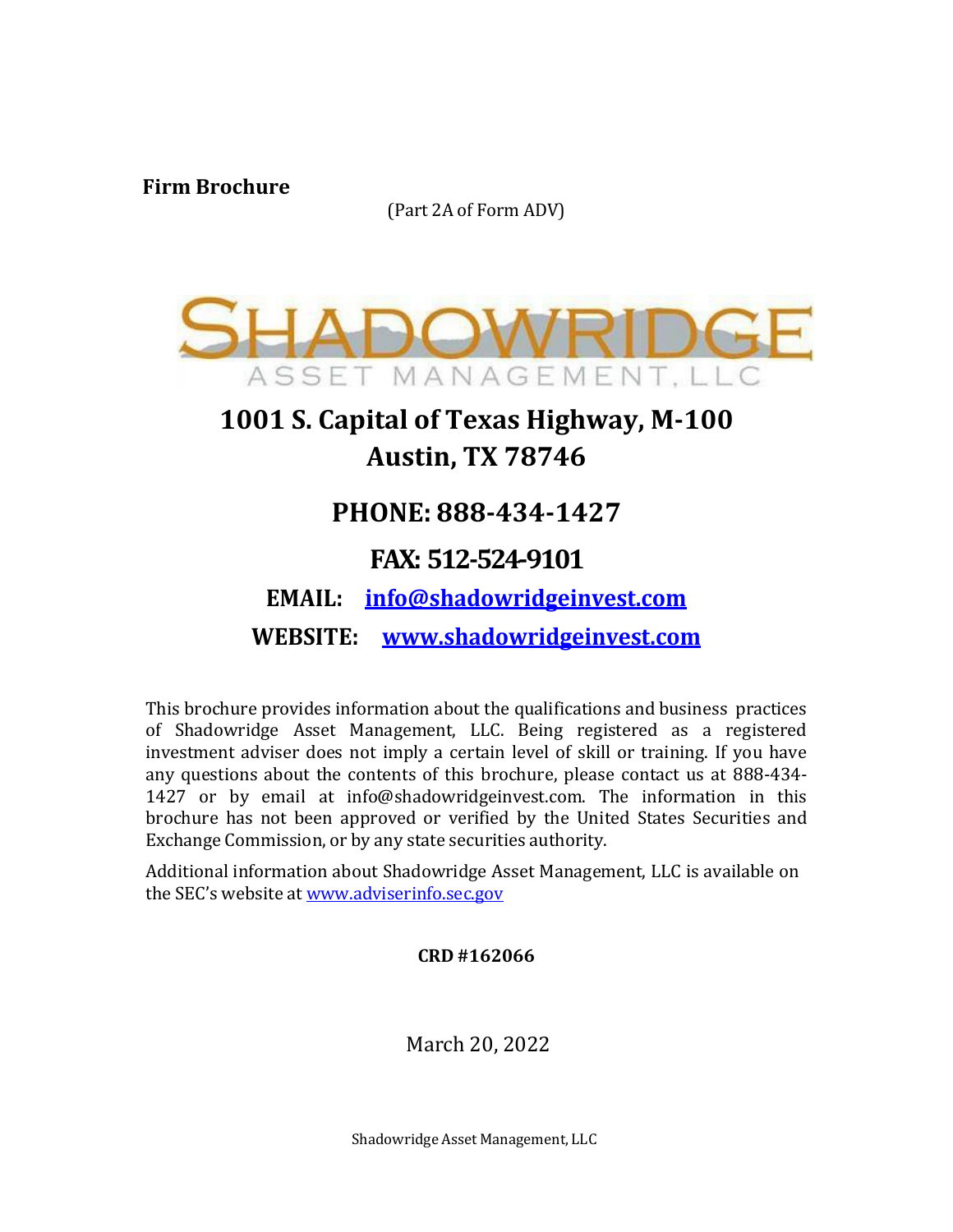**Firm Brochure**

(Part 2A of Form ADV)

SHADOWRIDGE
ASSET MANAGEMENT, LLC

# 1001 S. Capital of Texas Highway, M-100
# Austin, TX 78746

## PHONE: 888-434-1427

## FAX: 512-524-9101

**EMAIL:** **info@shadowridgeinvest.com**

**WEBSITE:** **www.shadowridgeinvest.com**

This brochure provides information about the qualifications and business practices of Shadowridge Asset Management, LLC. Being registered as a registered investment adviser does not imply a certain level of skill or training. If you have any questions about the contents of this brochure, please contact us at 888-434-1427 or by email at info@shadowridgeinvest.com. The information in this brochure has not been approved or verified by the United States Securities and Exchange Commission, or by any state securities authority.

Additional information about Shadowridge Asset Management, LLC is available on the SEC's website at www.adviserinfo.sec.gov

**CRD #162066**

March 20, 2022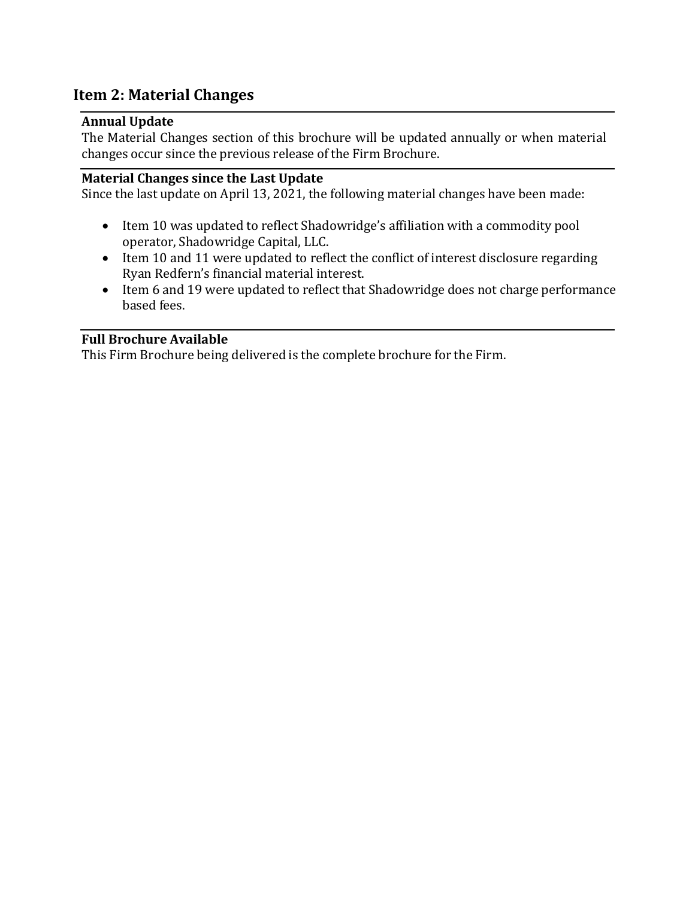## Item 2: Material Changes

### Annual Update

The Material Changes section of this brochure will be updated annually or when material changes occur since the previous release of the Firm Brochure.

### Material Changes since the Last Update

Since the last update on April 13, 2021, the following material changes have been made:

- Item 10 was updated to reflect Shadowridge's affiliation with a commodity pool operator, Shadowridge Capital, LLC.
- Item 10 and 11 were updated to reflect the conflict of interest disclosure regarding Ryan Redfern's financial material interest.
- Item 6 and 19 were updated to reflect that Shadowridge does not charge performance based fees.

### Full Brochure Available

This Firm Brochure being delivered is the complete brochure for the Firm.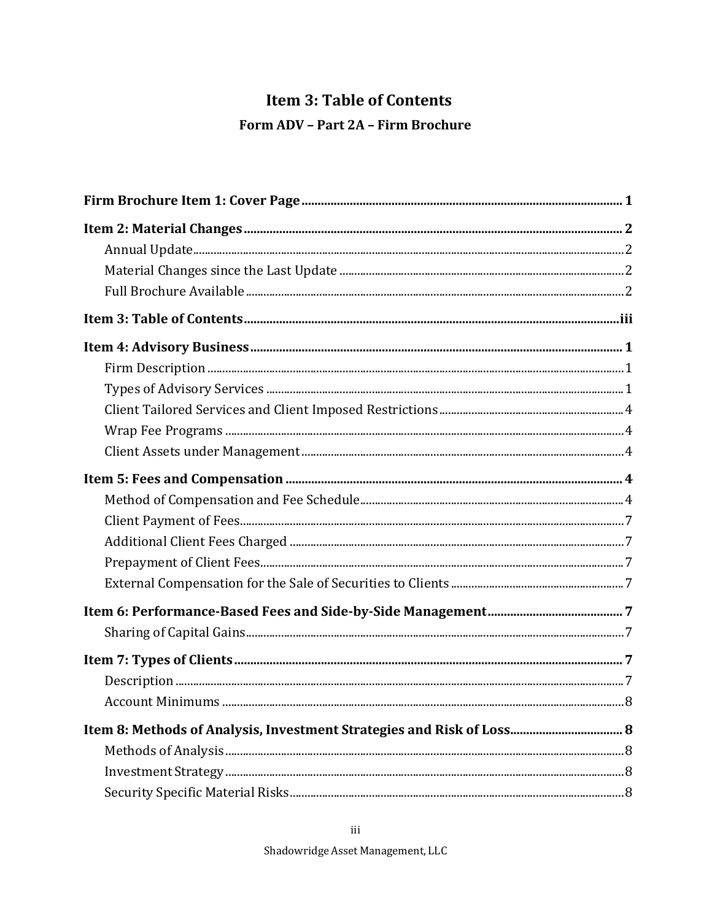# Item 3: Table of Contents

## Form ADV – Part 2A – Firm Brochure

**Firm Brochure Item 1: Cover Page** ........................................ 1

**Item 2: Material Changes** ........................................ 2
- Annual Update ........................................ 2
- Material Changes since the Last Update ........................................ 2
- Full Brochure Available ........................................ 2

**Item 3: Table of Contents** ........................................ iii

**Item 4: Advisory Business** ........................................ 1
- Firm Description ........................................ 1
- Types of Advisory Services ........................................ 1
- Client Tailored Services and Client Imposed Restrictions ........................................ 4
- Wrap Fee Programs ........................................ 4
- Client Assets under Management ........................................ 4

**Item 5: Fees and Compensation** ........................................ 4
- Method of Compensation and Fee Schedule ........................................ 4
- Client Payment of Fees ........................................ 7
- Additional Client Fees Charged ........................................ 7
- Prepayment of Client Fees ........................................ 7
- External Compensation for the Sale of Securities to Clients ........................................ 7

**Item 6: Performance-Based Fees and Side-by-Side Management** ........................................ 7
- Sharing of Capital Gains ........................................ 7

**Item 7: Types of Clients** ........................................ 7
- Description ........................................ 7
- Account Minimums ........................................ 8

**Item 8: Methods of Analysis, Investment Strategies and Risk of Loss** ........................................ 8
- Methods of Analysis ........................................ 8
- Investment Strategy ........................................ 8
- Security Specific Material Risks ........................................ 8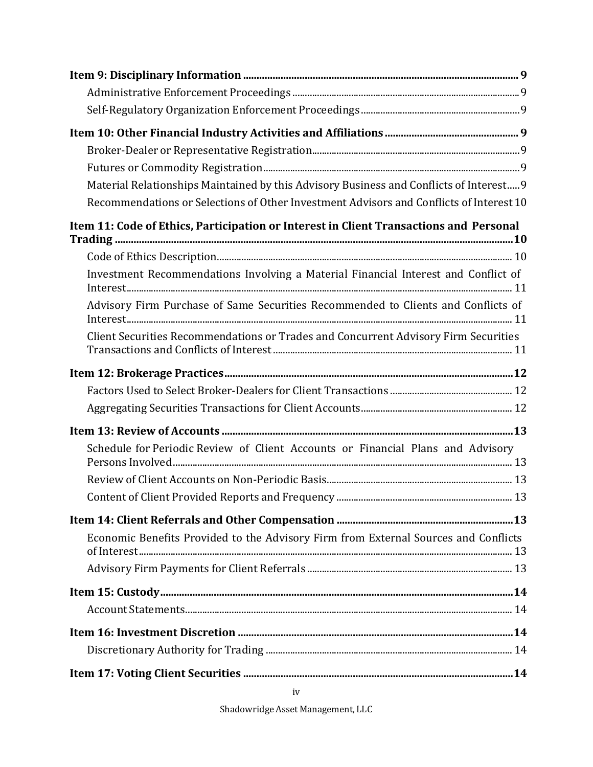**Item 9: Disciplinary Information** ........ **9**

- Administrative Enforcement Proceedings ........ 9
- Self-Regulatory Organization Enforcement Proceedings ........ 9

**Item 10: Other Financial Industry Activities and Affiliations** ........ **9**

- Broker-Dealer or Representative Registration ........ 9
- Futures or Commodity Registration ........ 9
- Material Relationships Maintained by this Advisory Business and Conflicts of Interest ........ 9
- Recommendations or Selections of Other Investment Advisors and Conflicts of Interest ........ 10

**Item 11: Code of Ethics, Participation or Interest in Client Transactions and Personal Trading** ........ **10**

- Code of Ethics Description ........ 10
- Investment Recommendations Involving a Material Financial Interest and Conflict of Interest ........ 11
- Advisory Firm Purchase of Same Securities Recommended to Clients and Conflicts of Interest ........ 11
- Client Securities Recommendations or Trades and Concurrent Advisory Firm Securities Transactions and Conflicts of Interest ........ 11

**Item 12: Brokerage Practices** ........ **12**

- Factors Used to Select Broker-Dealers for Client Transactions ........ 12
- Aggregating Securities Transactions for Client Accounts ........ 12

**Item 13: Review of Accounts** ........ **13**

- Schedule for Periodic Review of Client Accounts or Financial Plans and Advisory Persons Involved ........ 13
- Review of Client Accounts on Non-Periodic Basis ........ 13
- Content of Client Provided Reports and Frequency ........ 13

**Item 14: Client Referrals and Other Compensation** ........ **13**

- Economic Benefits Provided to the Advisory Firm from External Sources and Conflicts of Interest ........ 13
- Advisory Firm Payments for Client Referrals ........ 13

**Item 15: Custody** ........ **14**

- Account Statements ........ 14

**Item 16: Investment Discretion** ........ **14**

- Discretionary Authority for Trading ........ 14

**Item 17: Voting Client Securities** ........ **14**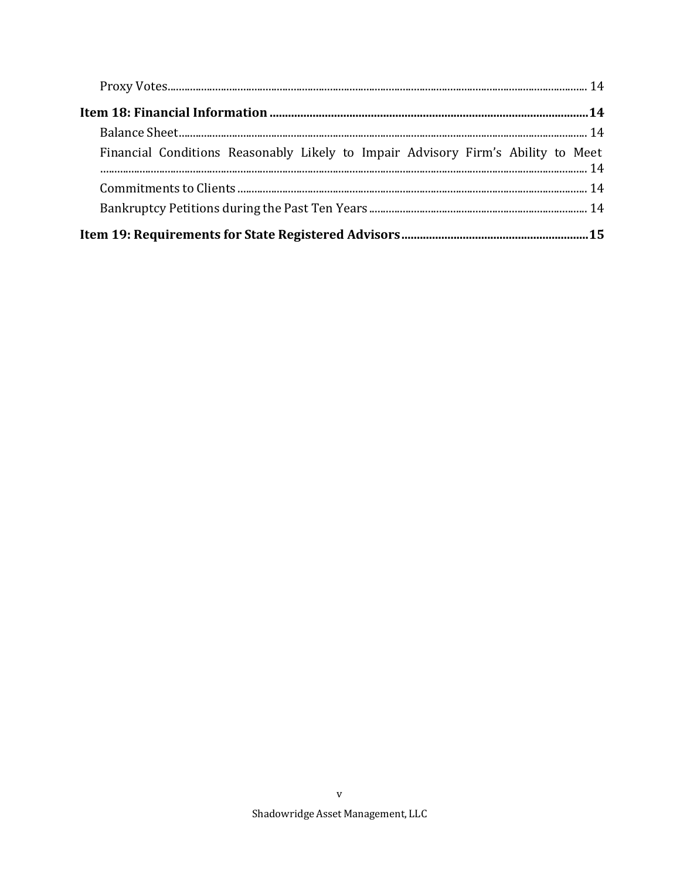Proxy Votes.................................................................................................................................. 14

**Item 18: Financial Information ....................................................................................................14**

Balance Sheet.............................................................................................................................. 14

Financial Conditions Reasonably Likely to Impair Advisory Firm's Ability to Meet ................................................................................................................................................. 14

Commitments to Clients .......................................................................................................... 14

Bankruptcy Petitions during the Past Ten Years ............................................................... 14

**Item 19: Requirements for State Registered Advisors ............................................................15**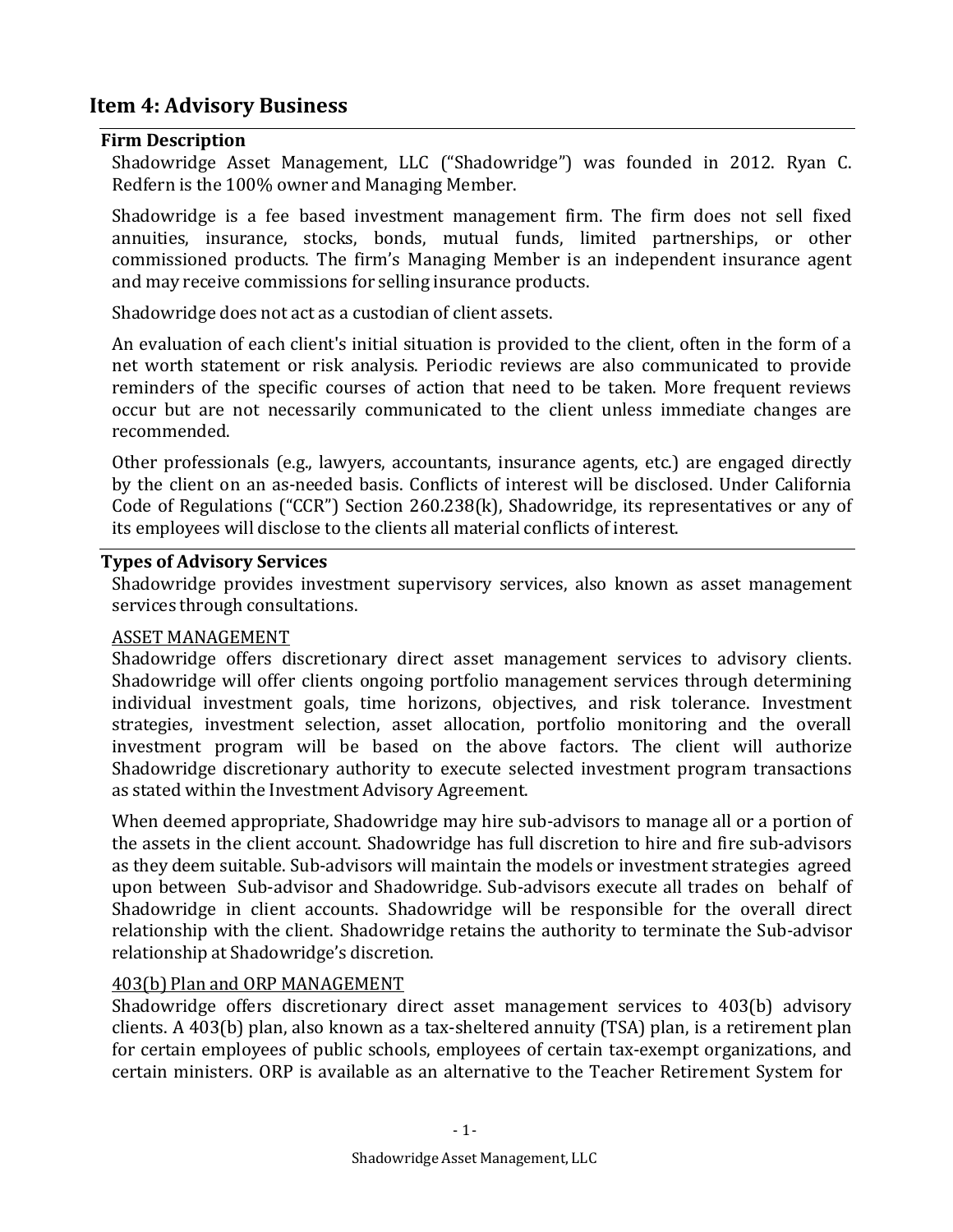## Item 4: Advisory Business

### Firm Description

Shadowridge Asset Management, LLC ("Shadowridge") was founded in 2012. Ryan C. Redfern is the 100% owner and Managing Member.

Shadowridge is a fee based investment management firm. The firm does not sell fixed annuities, insurance, stocks, bonds, mutual funds, limited partnerships, or other commissioned products. The firm's Managing Member is an independent insurance agent and may receive commissions for selling insurance products.

Shadowridge does not act as a custodian of client assets.

An evaluation of each client's initial situation is provided to the client, often in the form of a net worth statement or risk analysis. Periodic reviews are also communicated to provide reminders of the specific courses of action that need to be taken. More frequent reviews occur but are not necessarily communicated to the client unless immediate changes are recommended.

Other professionals (e.g., lawyers, accountants, insurance agents, etc.) are engaged directly by the client on an as-needed basis. Conflicts of interest will be disclosed. Under California Code of Regulations ("CCR") Section 260.238(k), Shadowridge, its representatives or any of its employees will disclose to the clients all material conflicts of interest.

### Types of Advisory Services

Shadowridge provides investment supervisory services, also known as asset management services through consultations.

ASSET MANAGEMENT

Shadowridge offers discretionary direct asset management services to advisory clients. Shadowridge will offer clients ongoing portfolio management services through determining individual investment goals, time horizons, objectives, and risk tolerance. Investment strategies, investment selection, asset allocation, portfolio monitoring and the overall investment program will be based on the above factors. The client will authorize Shadowridge discretionary authority to execute selected investment program transactions as stated within the Investment Advisory Agreement.

When deemed appropriate, Shadowridge may hire sub-advisors to manage all or a portion of the assets in the client account. Shadowridge has full discretion to hire and fire sub-advisors as they deem suitable. Sub-advisors will maintain the models or investment strategies agreed upon between Sub-advisor and Shadowridge. Sub-advisors execute all trades on behalf of Shadowridge in client accounts. Shadowridge will be responsible for the overall direct relationship with the client. Shadowridge retains the authority to terminate the Sub-advisor relationship at Shadowridge's discretion.

403(b) Plan and ORP MANAGEMENT

Shadowridge offers discretionary direct asset management services to 403(b) advisory clients. A 403(b) plan, also known as a tax-sheltered annuity (TSA) plan, is a retirement plan for certain employees of public schools, employees of certain tax-exempt organizations, and certain ministers. ORP is available as an alternative to the Teacher Retirement System for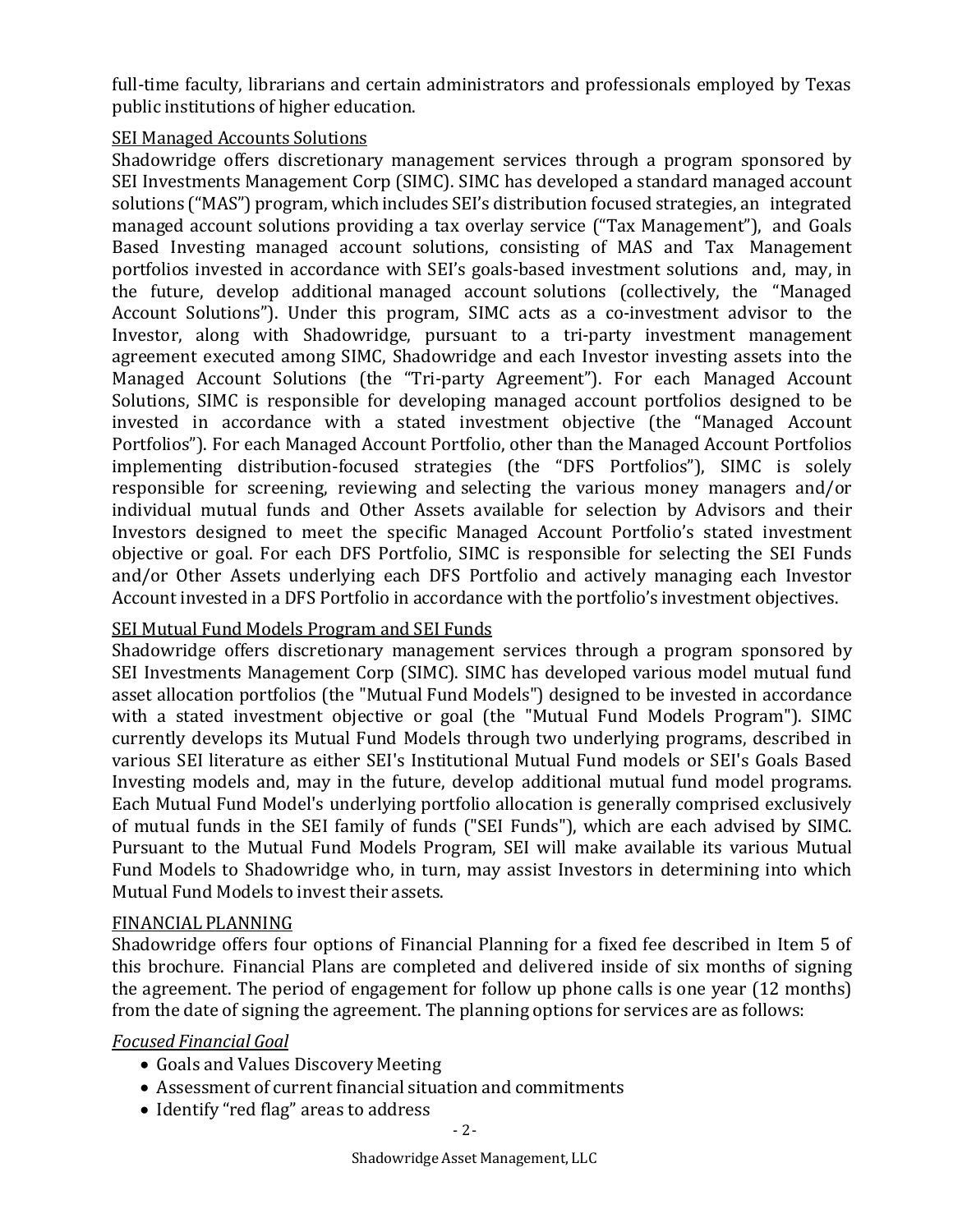full-time faculty, librarians and certain administrators and professionals employed by Texas public institutions of higher education.

<u>SEI Managed Accounts Solutions</u>

Shadowridge offers discretionary management services through a program sponsored by SEI Investments Management Corp (SIMC). SIMC has developed a standard managed account solutions ("MAS") program, which includes SEI's distribution focused strategies, an integrated managed account solutions providing a tax overlay service ("Tax Management"), and Goals Based Investing managed account solutions, consisting of MAS and Tax Management portfolios invested in accordance with SEI's goals-based investment solutions and, may, in the future, develop additional managed account solutions (collectively, the "Managed Account Solutions"). Under this program, SIMC acts as a co-investment advisor to the Investor, along with Shadowridge, pursuant to a tri-party investment management agreement executed among SIMC, Shadowridge and each Investor investing assets into the Managed Account Solutions (the "Tri-party Agreement"). For each Managed Account Solutions, SIMC is responsible for developing managed account portfolios designed to be invested in accordance with a stated investment objective (the "Managed Account Portfolios"). For each Managed Account Portfolio, other than the Managed Account Portfolios implementing distribution-focused strategies (the "DFS Portfolios"), SIMC is solely responsible for screening, reviewing and selecting the various money managers and/or individual mutual funds and Other Assets available for selection by Advisors and their Investors designed to meet the specific Managed Account Portfolio's stated investment objective or goal. For each DFS Portfolio, SIMC is responsible for selecting the SEI Funds and/or Other Assets underlying each DFS Portfolio and actively managing each Investor Account invested in a DFS Portfolio in accordance with the portfolio's investment objectives.

<u>SEI Mutual Fund Models Program and SEI Funds</u>

Shadowridge offers discretionary management services through a program sponsored by SEI Investments Management Corp (SIMC). SIMC has developed various model mutual fund asset allocation portfolios (the "Mutual Fund Models") designed to be invested in accordance with a stated investment objective or goal (the "Mutual Fund Models Program"). SIMC currently develops its Mutual Fund Models through two underlying programs, described in various SEI literature as either SEI's Institutional Mutual Fund models or SEI's Goals Based Investing models and, may in the future, develop additional mutual fund model programs. Each Mutual Fund Model's underlying portfolio allocation is generally comprised exclusively of mutual funds in the SEI family of funds ("SEI Funds"), which are each advised by SIMC. Pursuant to the Mutual Fund Models Program, SEI will make available its various Mutual Fund Models to Shadowridge who, in turn, may assist Investors in determining into which Mutual Fund Models to invest their assets.

<u>FINANCIAL PLANNING</u>

Shadowridge offers four options of Financial Planning for a fixed fee described in Item 5 of this brochure. Financial Plans are completed and delivered inside of six months of signing the agreement. The period of engagement for follow up phone calls is one year (12 months) from the date of signing the agreement. The planning options for services are as follows:

*<u>Focused Financial Goal</u>*

- Goals and Values Discovery Meeting
- Assessment of current financial situation and commitments
- Identify "red flag" areas to address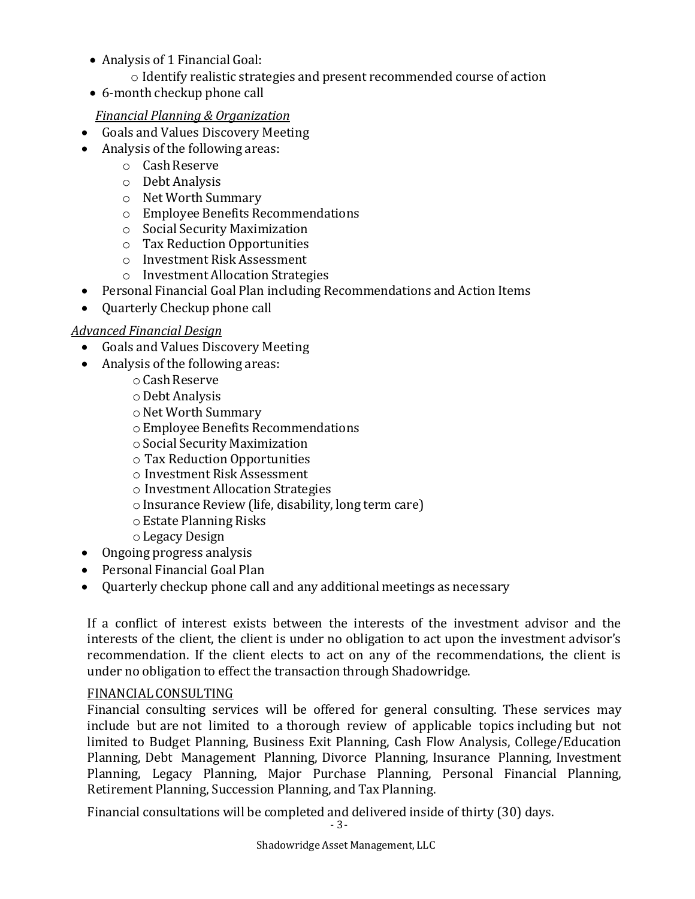- Analysis of 1 Financial Goal:
  - Identify realistic strategies and present recommended course of action
- 6-month checkup phone call

*Financial Planning & Organization*

- Goals and Values Discovery Meeting
- Analysis of the following areas:
  - Cash Reserve
  - Debt Analysis
  - Net Worth Summary
  - Employee Benefits Recommendations
  - Social Security Maximization
  - Tax Reduction Opportunities
  - Investment Risk Assessment
  - Investment Allocation Strategies
- Personal Financial Goal Plan including Recommendations and Action Items
- Quarterly Checkup phone call

*Advanced Financial Design*

- Goals and Values Discovery Meeting
- Analysis of the following areas:
  - Cash Reserve
  - Debt Analysis
  - Net Worth Summary
  - Employee Benefits Recommendations
  - Social Security Maximization
  - Tax Reduction Opportunities
  - Investment Risk Assessment
  - Investment Allocation Strategies
  - Insurance Review (life, disability, long term care)
  - Estate Planning Risks
  - Legacy Design
- Ongoing progress analysis
- Personal Financial Goal Plan
- Quarterly checkup phone call and any additional meetings as necessary

If a conflict of interest exists between the interests of the investment advisor and the interests of the client, the client is under no obligation to act upon the investment advisor's recommendation. If the client elects to act on any of the recommendations, the client is under no obligation to effect the transaction through Shadowridge.

FINANCIAL CONSULTING

Financial consulting services will be offered for general consulting. These services may include but are not limited to a thorough review of applicable topics including but not limited to Budget Planning, Business Exit Planning, Cash Flow Analysis, College/Education Planning, Debt Management Planning, Divorce Planning, Insurance Planning, Investment Planning, Legacy Planning, Major Purchase Planning, Personal Financial Planning, Retirement Planning, Succession Planning, and Tax Planning.

Financial consultations will be completed and delivered inside of thirty (30) days.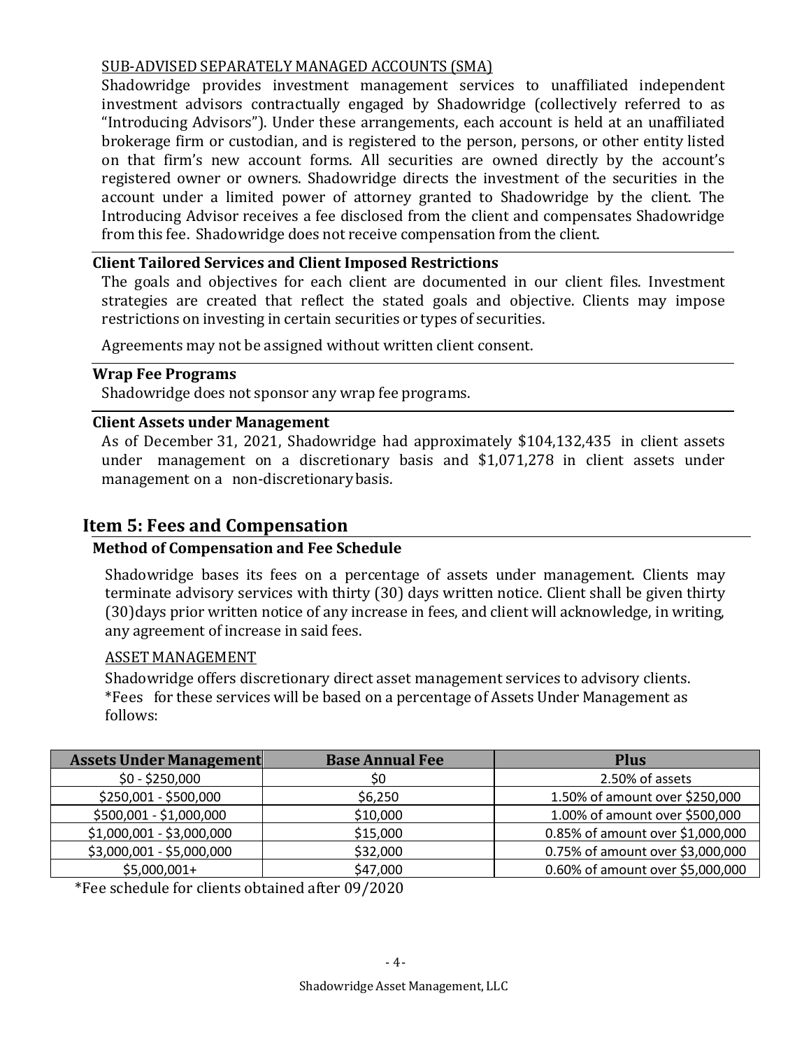SUB-ADVISED SEPARATELY MANAGED ACCOUNTS (SMA)

Shadowridge provides investment management services to unaffiliated independent investment advisors contractually engaged by Shadowridge (collectively referred to as "Introducing Advisors"). Under these arrangements, each account is held at an unaffiliated brokerage firm or custodian, and is registered to the person, persons, or other entity listed on that firm's new account forms. All securities are owned directly by the account's registered owner or owners. Shadowridge directs the investment of the securities in the account under a limited power of attorney granted to Shadowridge by the client. The Introducing Advisor receives a fee disclosed from the client and compensates Shadowridge from this fee. Shadowridge does not receive compensation from the client.

### Client Tailored Services and Client Imposed Restrictions

The goals and objectives for each client are documented in our client files. Investment strategies are created that reflect the stated goals and objective. Clients may impose restrictions on investing in certain securities or types of securities.

Agreements may not be assigned without written client consent.

### Wrap Fee Programs

Shadowridge does not sponsor any wrap fee programs.

### Client Assets under Management

As of December 31, 2021, Shadowridge had approximately $104,132,435 in client assets under management on a discretionary basis and $1,071,278 in client assets under management on a non-discretionary basis.

## Item 5: Fees and Compensation

### Method of Compensation and Fee Schedule

Shadowridge bases its fees on a percentage of assets under management. Clients may terminate advisory services with thirty (30) days written notice. Client shall be given thirty (30)days prior written notice of any increase in fees, and client will acknowledge, in writing, any agreement of increase in said fees.

ASSET MANAGEMENT

Shadowridge offers discretionary direct asset management services to advisory clients. *Fees for these services will be based on a percentage of Assets Under Management as follows:

| Assets Under Management | Base Annual Fee | Plus |
| --- | --- | --- |
| $0 - $250,000 | $0 | 2.50% of assets |
| $250,001 - $500,000 | $6,250 | 1.50% of amount over $250,000 |
| $500,001 - $1,000,000 | $10,000 | 1.00% of amount over $500,000 |
| $1,000,001 - $3,000,000 | $15,000 | 0.85% of amount over $1,000,000 |
| $3,000,001 - $5,000,000 | $32,000 | 0.75% of amount over $3,000,000 |
| $5,000,001+ | $47,000 | 0.60% of amount over $5,000,000 |

*Fee schedule for clients obtained after 09/2020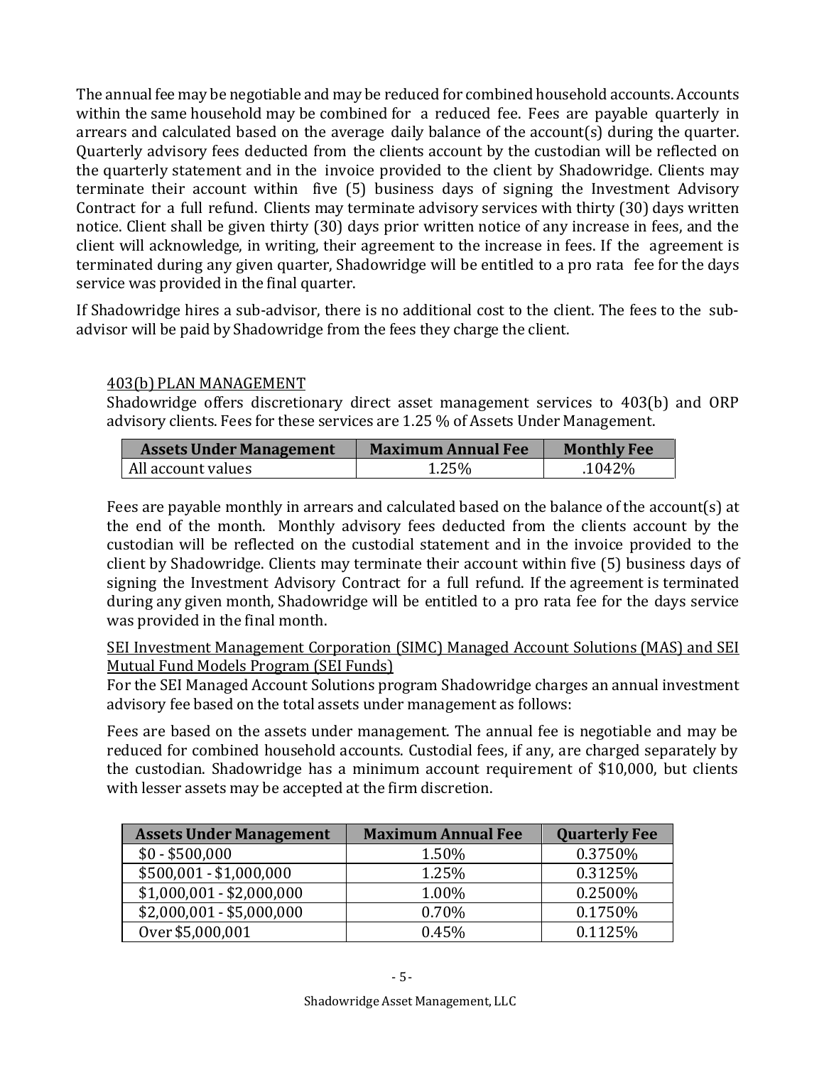The annual fee may be negotiable and may be reduced for combined household accounts. Accounts within the same household may be combined for a reduced fee. Fees are payable quarterly in arrears and calculated based on the average daily balance of the account(s) during the quarter. Quarterly advisory fees deducted from the clients account by the custodian will be reflected on the quarterly statement and in the invoice provided to the client by Shadowridge. Clients may terminate their account within five (5) business days of signing the Investment Advisory Contract for a full refund. Clients may terminate advisory services with thirty (30) days written notice. Client shall be given thirty (30) days prior written notice of any increase in fees, and the client will acknowledge, in writing, their agreement to the increase in fees. If the agreement is terminated during any given quarter, Shadowridge will be entitled to a pro rata fee for the days service was provided in the final quarter.

If Shadowridge hires a sub-advisor, there is no additional cost to the client. The fees to the sub-advisor will be paid by Shadowridge from the fees they charge the client.

403(b) PLAN MANAGEMENT

Shadowridge offers discretionary direct asset management services to 403(b) and ORP advisory clients. Fees for these services are 1.25 % of Assets Under Management.

| Assets Under Management | Maximum Annual Fee | Monthly Fee |
|---|---|---|
| All account values | 1.25% | .1042% |

Fees are payable monthly in arrears and calculated based on the balance of the account(s) at the end of the month. Monthly advisory fees deducted from the clients account by the custodian will be reflected on the custodial statement and in the invoice provided to the client by Shadowridge. Clients may terminate their account within five (5) business days of signing the Investment Advisory Contract for a full refund. If the agreement is terminated during any given month, Shadowridge will be entitled to a pro rata fee for the days service was provided in the final month.

SEI Investment Management Corporation (SIMC) Managed Account Solutions (MAS) and SEI Mutual Fund Models Program (SEI Funds)

For the SEI Managed Account Solutions program Shadowridge charges an annual investment advisory fee based on the total assets under management as follows:

Fees are based on the assets under management. The annual fee is negotiable and may be reduced for combined household accounts. Custodial fees, if any, are charged separately by the custodian. Shadowridge has a minimum account requirement of $10,000, but clients with lesser assets may be accepted at the firm discretion.

| Assets Under Management | Maximum Annual Fee | Quarterly Fee |
|---|---|---|
| $0 - $500,000 | 1.50% | 0.3750% |
| $500,001 - $1,000,000 | 1.25% | 0.3125% |
| $1,000,001 - $2,000,000 | 1.00% | 0.2500% |
| $2,000,001 - $5,000,000 | 0.70% | 0.1750% |
| Over $5,000,001 | 0.45% | 0.1125% |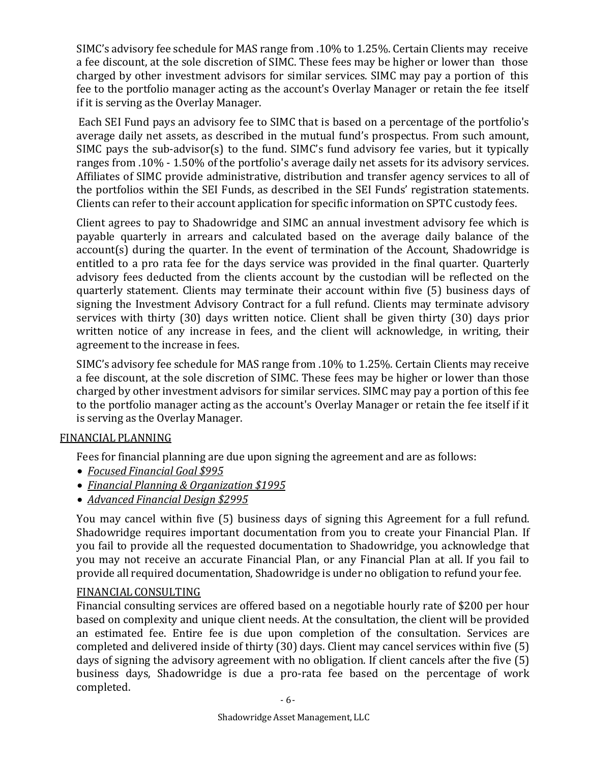SIMC's advisory fee schedule for MAS range from .10% to 1.25%. Certain Clients may receive a fee discount, at the sole discretion of SIMC. These fees may be higher or lower than those charged by other investment advisors for similar services. SIMC may pay a portion of this fee to the portfolio manager acting as the account's Overlay Manager or retain the fee itself if it is serving as the Overlay Manager.

Each SEI Fund pays an advisory fee to SIMC that is based on a percentage of the portfolio's average daily net assets, as described in the mutual fund's prospectus. From such amount, SIMC pays the sub-advisor(s) to the fund. SIMC's fund advisory fee varies, but it typically ranges from .10% - 1.50% of the portfolio's average daily net assets for its advisory services. Affiliates of SIMC provide administrative, distribution and transfer agency services to all of the portfolios within the SEI Funds, as described in the SEI Funds' registration statements. Clients can refer to their account application for specific information on SPTC custody fees.

Client agrees to pay to Shadowridge and SIMC an annual investment advisory fee which is payable quarterly in arrears and calculated based on the average daily balance of the account(s) during the quarter. In the event of termination of the Account, Shadowridge is entitled to a pro rata fee for the days service was provided in the final quarter. Quarterly advisory fees deducted from the clients account by the custodian will be reflected on the quarterly statement. Clients may terminate their account within five (5) business days of signing the Investment Advisory Contract for a full refund. Clients may terminate advisory services with thirty (30) days written notice. Client shall be given thirty (30) days prior written notice of any increase in fees, and the client will acknowledge, in writing, their agreement to the increase in fees.

SIMC's advisory fee schedule for MAS range from .10% to 1.25%. Certain Clients may receive a fee discount, at the sole discretion of SIMC. These fees may be higher or lower than those charged by other investment advisors for similar services. SIMC may pay a portion of this fee to the portfolio manager acting as the account's Overlay Manager or retain the fee itself if it is serving as the Overlay Manager.

FINANCIAL PLANNING

Fees for financial planning are due upon signing the agreement and are as follows:

- *Focused Financial Goal $995*
- *Financial Planning & Organization $1995*
- *Advanced Financial Design $2995*

You may cancel within five (5) business days of signing this Agreement for a full refund. Shadowridge requires important documentation from you to create your Financial Plan. If you fail to provide all the requested documentation to Shadowridge, you acknowledge that you may not receive an accurate Financial Plan, or any Financial Plan at all. If you fail to provide all required documentation, Shadowridge is under no obligation to refund your fee.

FINANCIAL CONSULTING

Financial consulting services are offered based on a negotiable hourly rate of $200 per hour based on complexity and unique client needs. At the consultation, the client will be provided an estimated fee. Entire fee is due upon completion of the consultation. Services are completed and delivered inside of thirty (30) days. Client may cancel services within five (5) days of signing the advisory agreement with no obligation. If client cancels after the five (5) business days, Shadowridge is due a pro-rata fee based on the percentage of work completed.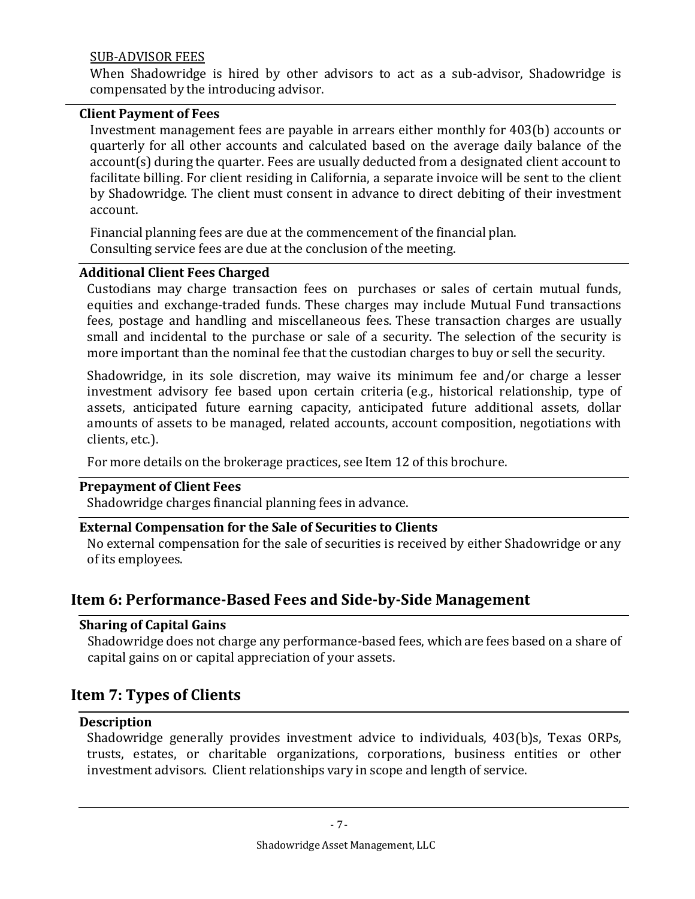SUB-ADVISOR FEES

When Shadowridge is hired by other advisors to act as a sub-advisor, Shadowridge is compensated by the introducing advisor.

### Client Payment of Fees

Investment management fees are payable in arrears either monthly for 403(b) accounts or quarterly for all other accounts and calculated based on the average daily balance of the account(s) during the quarter. Fees are usually deducted from a designated client account to facilitate billing. For client residing in California, a separate invoice will be sent to the client by Shadowridge. The client must consent in advance to direct debiting of their investment account.

Financial planning fees are due at the commencement of the financial plan.
Consulting service fees are due at the conclusion of the meeting.

### Additional Client Fees Charged

Custodians may charge transaction fees on purchases or sales of certain mutual funds, equities and exchange-traded funds. These charges may include Mutual Fund transactions fees, postage and handling and miscellaneous fees. These transaction charges are usually small and incidental to the purchase or sale of a security. The selection of the security is more important than the nominal fee that the custodian charges to buy or sell the security.

Shadowridge, in its sole discretion, may waive its minimum fee and/or charge a lesser investment advisory fee based upon certain criteria (e.g., historical relationship, type of assets, anticipated future earning capacity, anticipated future additional assets, dollar amounts of assets to be managed, related accounts, account composition, negotiations with clients, etc.).

For more details on the brokerage practices, see Item 12 of this brochure.

### Prepayment of Client Fees

Shadowridge charges financial planning fees in advance.

### External Compensation for the Sale of Securities to Clients

No external compensation for the sale of securities is received by either Shadowridge or any of its employees.

## Item 6: Performance-Based Fees and Side-by-Side Management

### Sharing of Capital Gains

Shadowridge does not charge any performance-based fees, which are fees based on a share of capital gains on or capital appreciation of your assets.

## Item 7: Types of Clients

### Description

Shadowridge generally provides investment advice to individuals, 403(b)s, Texas ORPs, trusts, estates, or charitable organizations, corporations, business entities or other investment advisors. Client relationships vary in scope and length of service.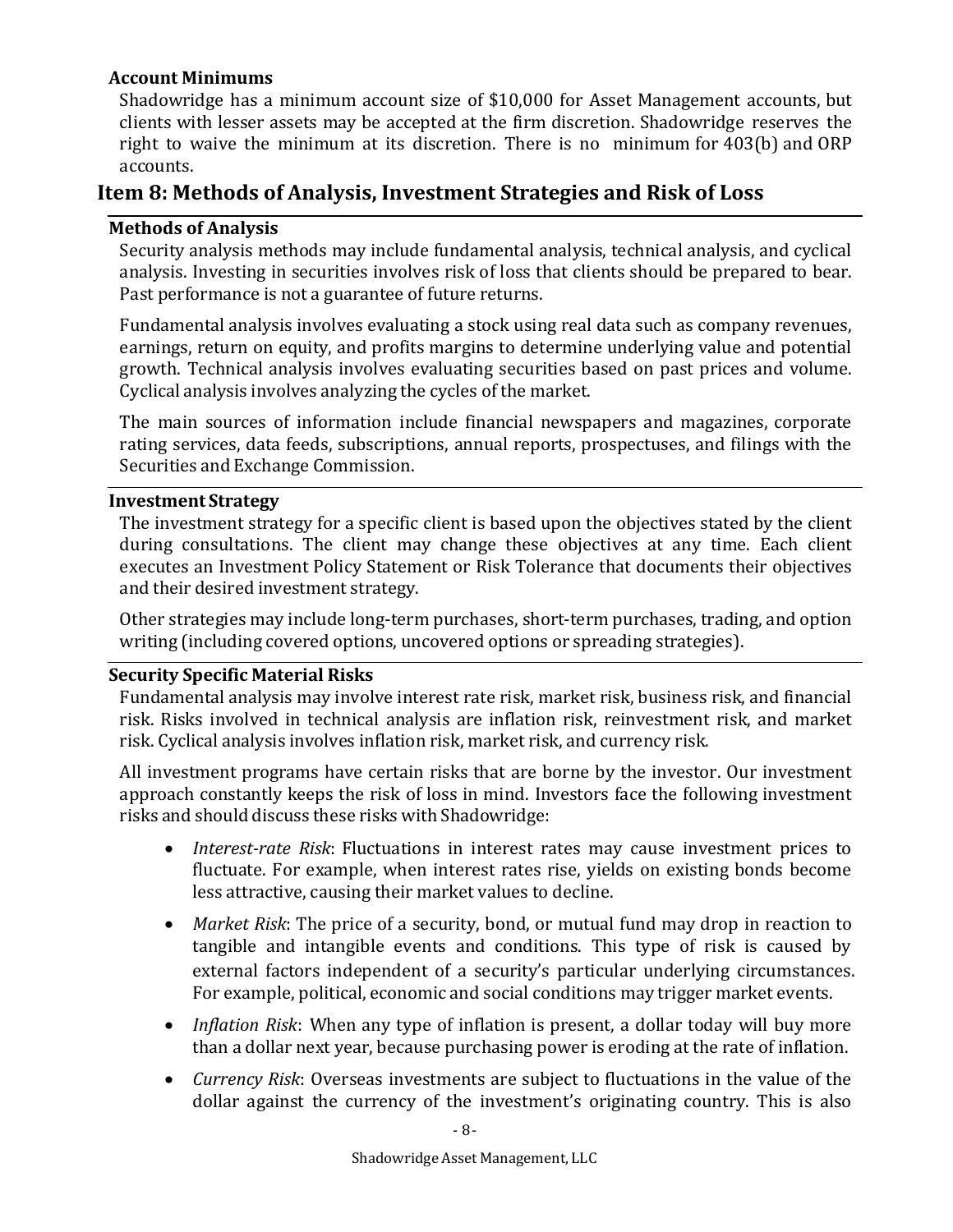### Account Minimums

Shadowridge has a minimum account size of $10,000 for Asset Management accounts, but clients with lesser assets may be accepted at the firm discretion. Shadowridge reserves the right to waive the minimum at its discretion. There is no minimum for 403(b) and ORP accounts.

## Item 8: Methods of Analysis, Investment Strategies and Risk of Loss

### Methods of Analysis

Security analysis methods may include fundamental analysis, technical analysis, and cyclical analysis. Investing in securities involves risk of loss that clients should be prepared to bear. Past performance is not a guarantee of future returns.

Fundamental analysis involves evaluating a stock using real data such as company revenues, earnings, return on equity, and profits margins to determine underlying value and potential growth. Technical analysis involves evaluating securities based on past prices and volume. Cyclical analysis involves analyzing the cycles of the market.

The main sources of information include financial newspapers and magazines, corporate rating services, data feeds, subscriptions, annual reports, prospectuses, and filings with the Securities and Exchange Commission.

### Investment Strategy

The investment strategy for a specific client is based upon the objectives stated by the client during consultations. The client may change these objectives at any time. Each client executes an Investment Policy Statement or Risk Tolerance that documents their objectives and their desired investment strategy.

Other strategies may include long-term purchases, short-term purchases, trading, and option writing (including covered options, uncovered options or spreading strategies).

### Security Specific Material Risks

Fundamental analysis may involve interest rate risk, market risk, business risk, and financial risk. Risks involved in technical analysis are inflation risk, reinvestment risk, and market risk. Cyclical analysis involves inflation risk, market risk, and currency risk.

All investment programs have certain risks that are borne by the investor. Our investment approach constantly keeps the risk of loss in mind. Investors face the following investment risks and should discuss these risks with Shadowridge:

- *Interest-rate Risk*: Fluctuations in interest rates may cause investment prices to fluctuate. For example, when interest rates rise, yields on existing bonds become less attractive, causing their market values to decline.
- *Market Risk*: The price of a security, bond, or mutual fund may drop in reaction to tangible and intangible events and conditions. This type of risk is caused by external factors independent of a security's particular underlying circumstances. For example, political, economic and social conditions may trigger market events.
- *Inflation Risk*: When any type of inflation is present, a dollar today will buy more than a dollar next year, because purchasing power is eroding at the rate of inflation.
- *Currency Risk*: Overseas investments are subject to fluctuations in the value of the dollar against the currency of the investment's originating country. This is also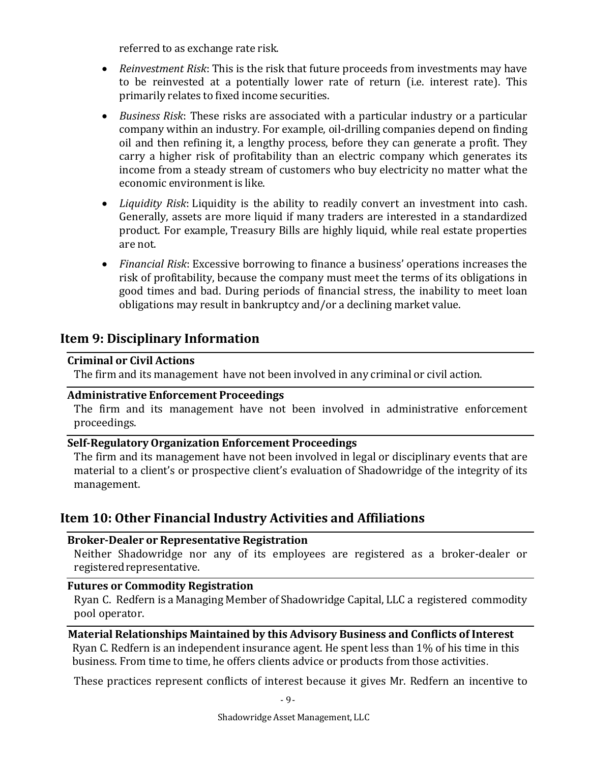referred to as exchange rate risk.

- *Reinvestment Risk*: This is the risk that future proceeds from investments may have to be reinvested at a potentially lower rate of return (i.e. interest rate). This primarily relates to fixed income securities.
- *Business Risk*: These risks are associated with a particular industry or a particular company within an industry. For example, oil-drilling companies depend on finding oil and then refining it, a lengthy process, before they can generate a profit. They carry a higher risk of profitability than an electric company which generates its income from a steady stream of customers who buy electricity no matter what the economic environment is like.
- *Liquidity Risk*: Liquidity is the ability to readily convert an investment into cash. Generally, assets are more liquid if many traders are interested in a standardized product. For example, Treasury Bills are highly liquid, while real estate properties are not.
- *Financial Risk*: Excessive borrowing to finance a business' operations increases the risk of profitability, because the company must meet the terms of its obligations in good times and bad. During periods of financial stress, the inability to meet loan obligations may result in bankruptcy and/or a declining market value.

## Item 9: Disciplinary Information

**Criminal or Civil Actions**

The firm and its management have not been involved in any criminal or civil action.

**Administrative Enforcement Proceedings**

The firm and its management have not been involved in administrative enforcement proceedings.

**Self-Regulatory Organization Enforcement Proceedings**

The firm and its management have not been involved in legal or disciplinary events that are material to a client's or prospective client's evaluation of Shadowridge of the integrity of its management.

## Item 10: Other Financial Industry Activities and Affiliations

**Broker-Dealer or Representative Registration**

Neither Shadowridge nor any of its employees are registered as a broker-dealer or registered representative.

**Futures or Commodity Registration**

Ryan C. Redfern is a Managing Member of Shadowridge Capital, LLC a registered commodity pool operator.

**Material Relationships Maintained by this Advisory Business and Conflicts of Interest**

Ryan C. Redfern is an independent insurance agent. He spent less than 1% of his time in this business. From time to time, he offers clients advice or products from those activities.

These practices represent conflicts of interest because it gives Mr. Redfern an incentive to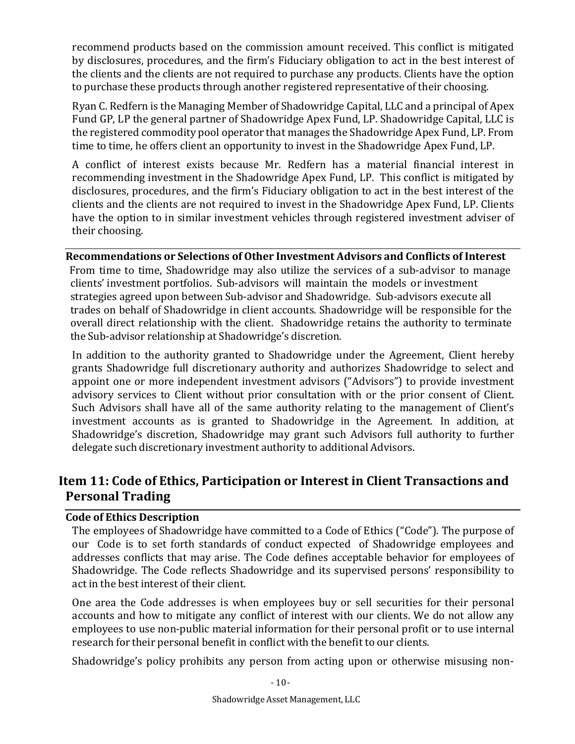recommend products based on the commission amount received. This conflict is mitigated by disclosures, procedures, and the firm's Fiduciary obligation to act in the best interest of the clients and the clients are not required to purchase any products. Clients have the option to purchase these products through another registered representative of their choosing.

Ryan C. Redfern is the Managing Member of Shadowridge Capital, LLC and a principal of Apex Fund GP, LP the general partner of Shadowridge Apex Fund, LP. Shadowridge Capital, LLC is the registered commodity pool operator that manages the Shadowridge Apex Fund, LP. From time to time, he offers client an opportunity to invest in the Shadowridge Apex Fund, LP.

A conflict of interest exists because Mr. Redfern has a material financial interest in recommending investment in the Shadowridge Apex Fund, LP. This conflict is mitigated by disclosures, procedures, and the firm's Fiduciary obligation to act in the best interest of the clients and the clients are not required to invest in the Shadowridge Apex Fund, LP. Clients have the option to in similar investment vehicles through registered investment adviser of their choosing.

**Recommendations or Selections of Other Investment Advisors and Conflicts of Interest**

From time to time, Shadowridge may also utilize the services of a sub-advisor to manage clients' investment portfolios. Sub-advisors will maintain the models or investment strategies agreed upon between Sub-advisor and Shadowridge. Sub-advisors execute all trades on behalf of Shadowridge in client accounts. Shadowridge will be responsible for the overall direct relationship with the client. Shadowridge retains the authority to terminate the Sub-advisor relationship at Shadowridge's discretion.

In addition to the authority granted to Shadowridge under the Agreement, Client hereby grants Shadowridge full discretionary authority and authorizes Shadowridge to select and appoint one or more independent investment advisors ("Advisors") to provide investment advisory services to Client without prior consultation with or the prior consent of Client. Such Advisors shall have all of the same authority relating to the management of Client's investment accounts as is granted to Shadowridge in the Agreement. In addition, at Shadowridge's discretion, Shadowridge may grant such Advisors full authority to further delegate such discretionary investment authority to additional Advisors.

## Item 11: Code of Ethics, Participation or Interest in Client Transactions and Personal Trading

**Code of Ethics Description**

The employees of Shadowridge have committed to a Code of Ethics ("Code"). The purpose of our Code is to set forth standards of conduct expected of Shadowridge employees and addresses conflicts that may arise. The Code defines acceptable behavior for employees of Shadowridge. The Code reflects Shadowridge and its supervised persons' responsibility to act in the best interest of their client.

One area the Code addresses is when employees buy or sell securities for their personal accounts and how to mitigate any conflict of interest with our clients. We do not allow any employees to use non-public material information for their personal profit or to use internal research for their personal benefit in conflict with the benefit to our clients.

Shadowridge's policy prohibits any person from acting upon or otherwise misusing non-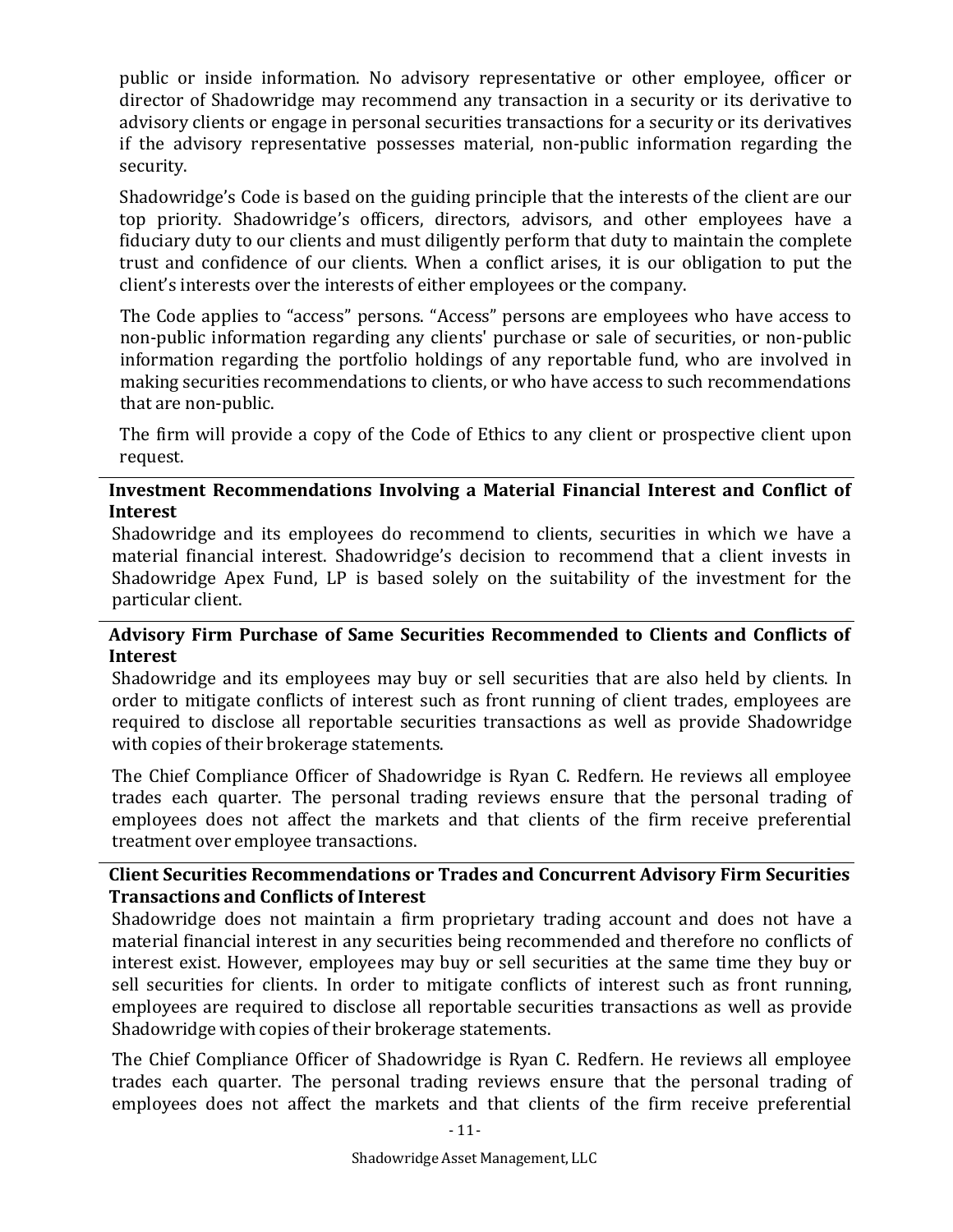public or inside information. No advisory representative or other employee, officer or director of Shadowridge may recommend any transaction in a security or its derivative to advisory clients or engage in personal securities transactions for a security or its derivatives if the advisory representative possesses material, non-public information regarding the security.

Shadowridge's Code is based on the guiding principle that the interests of the client are our top priority. Shadowridge's officers, directors, advisors, and other employees have a fiduciary duty to our clients and must diligently perform that duty to maintain the complete trust and confidence of our clients. When a conflict arises, it is our obligation to put the client's interests over the interests of either employees or the company.

The Code applies to "access" persons. "Access" persons are employees who have access to non-public information regarding any clients' purchase or sale of securities, or non-public information regarding the portfolio holdings of any reportable fund, who are involved in making securities recommendations to clients, or who have access to such recommendations that are non-public.

The firm will provide a copy of the Code of Ethics to any client or prospective client upon request.

**Investment Recommendations Involving a Material Financial Interest and Conflict of Interest**

Shadowridge and its employees do recommend to clients, securities in which we have a material financial interest. Shadowridge's decision to recommend that a client invests in Shadowridge Apex Fund, LP is based solely on the suitability of the investment for the particular client.

**Advisory Firm Purchase of Same Securities Recommended to Clients and Conflicts of Interest**

Shadowridge and its employees may buy or sell securities that are also held by clients. In order to mitigate conflicts of interest such as front running of client trades, employees are required to disclose all reportable securities transactions as well as provide Shadowridge with copies of their brokerage statements.

The Chief Compliance Officer of Shadowridge is Ryan C. Redfern. He reviews all employee trades each quarter. The personal trading reviews ensure that the personal trading of employees does not affect the markets and that clients of the firm receive preferential treatment over employee transactions.

**Client Securities Recommendations or Trades and Concurrent Advisory Firm Securities Transactions and Conflicts of Interest**

Shadowridge does not maintain a firm proprietary trading account and does not have a material financial interest in any securities being recommended and therefore no conflicts of interest exist. However, employees may buy or sell securities at the same time they buy or sell securities for clients. In order to mitigate conflicts of interest such as front running, employees are required to disclose all reportable securities transactions as well as provide Shadowridge with copies of their brokerage statements.

The Chief Compliance Officer of Shadowridge is Ryan C. Redfern. He reviews all employee trades each quarter. The personal trading reviews ensure that the personal trading of employees does not affect the markets and that clients of the firm receive preferential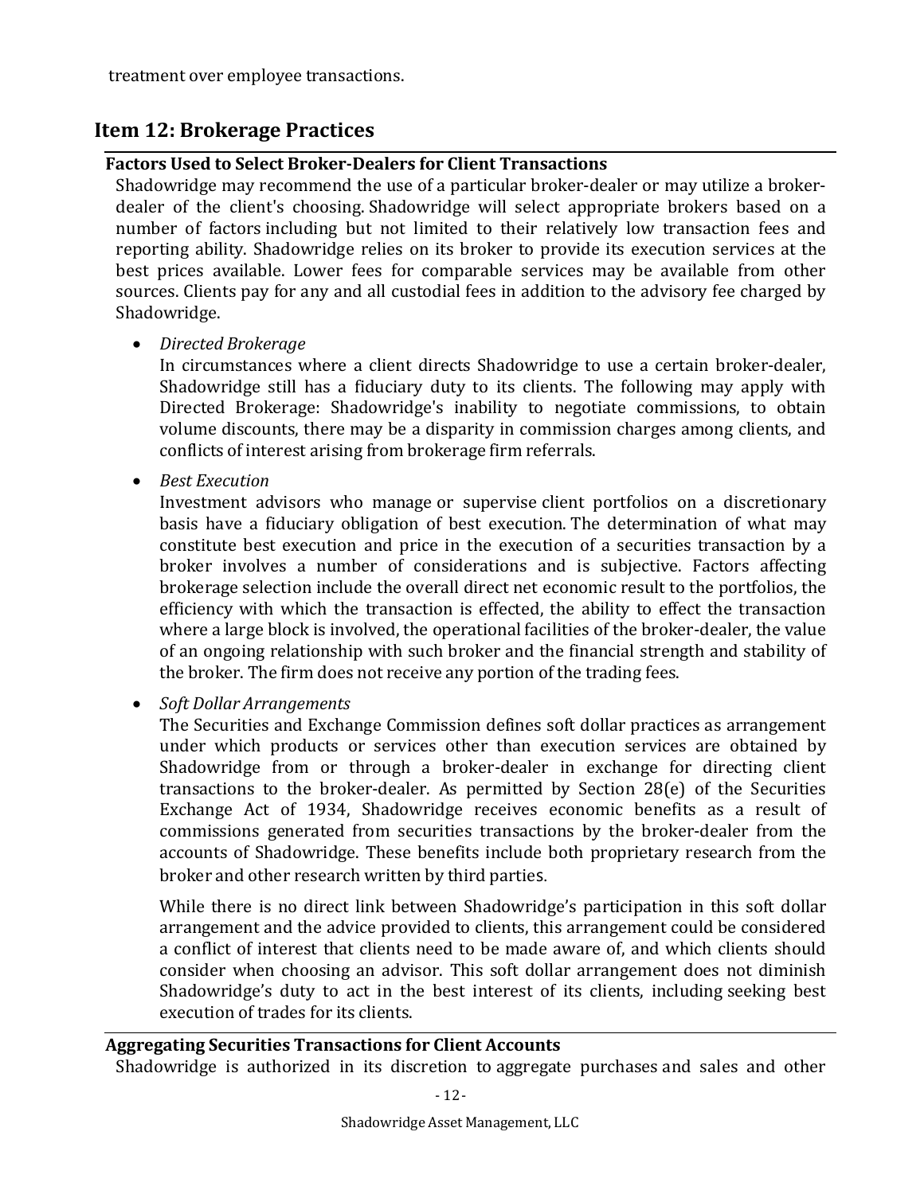treatment over employee transactions.

## Item 12: Brokerage Practices

### Factors Used to Select Broker-Dealers for Client Transactions

Shadowridge may recommend the use of a particular broker-dealer or may utilize a broker-dealer of the client's choosing. Shadowridge will select appropriate brokers based on a number of factors including but not limited to their relatively low transaction fees and reporting ability. Shadowridge relies on its broker to provide its execution services at the best prices available. Lower fees for comparable services may be available from other sources. Clients pay for any and all custodial fees in addition to the advisory fee charged by Shadowridge.

- *Directed Brokerage*

  In circumstances where a client directs Shadowridge to use a certain broker-dealer, Shadowridge still has a fiduciary duty to its clients. The following may apply with Directed Brokerage: Shadowridge's inability to negotiate commissions, to obtain volume discounts, there may be a disparity in commission charges among clients, and conflicts of interest arising from brokerage firm referrals.

- *Best Execution*

  Investment advisors who manage or supervise client portfolios on a discretionary basis have a fiduciary obligation of best execution. The determination of what may constitute best execution and price in the execution of a securities transaction by a broker involves a number of considerations and is subjective. Factors affecting brokerage selection include the overall direct net economic result to the portfolios, the efficiency with which the transaction is effected, the ability to effect the transaction where a large block is involved, the operational facilities of the broker-dealer, the value of an ongoing relationship with such broker and the financial strength and stability of the broker. The firm does not receive any portion of the trading fees.

- *Soft Dollar Arrangements*

  The Securities and Exchange Commission defines soft dollar practices as arrangement under which products or services other than execution services are obtained by Shadowridge from or through a broker-dealer in exchange for directing client transactions to the broker-dealer. As permitted by Section 28(e) of the Securities Exchange Act of 1934, Shadowridge receives economic benefits as a result of commissions generated from securities transactions by the broker-dealer from the accounts of Shadowridge. These benefits include both proprietary research from the broker and other research written by third parties.

  While there is no direct link between Shadowridge's participation in this soft dollar arrangement and the advice provided to clients, this arrangement could be considered a conflict of interest that clients need to be made aware of, and which clients should consider when choosing an advisor. This soft dollar arrangement does not diminish Shadowridge's duty to act in the best interest of its clients, including seeking best execution of trades for its clients.

### Aggregating Securities Transactions for Client Accounts

Shadowridge is authorized in its discretion to aggregate purchases and sales and other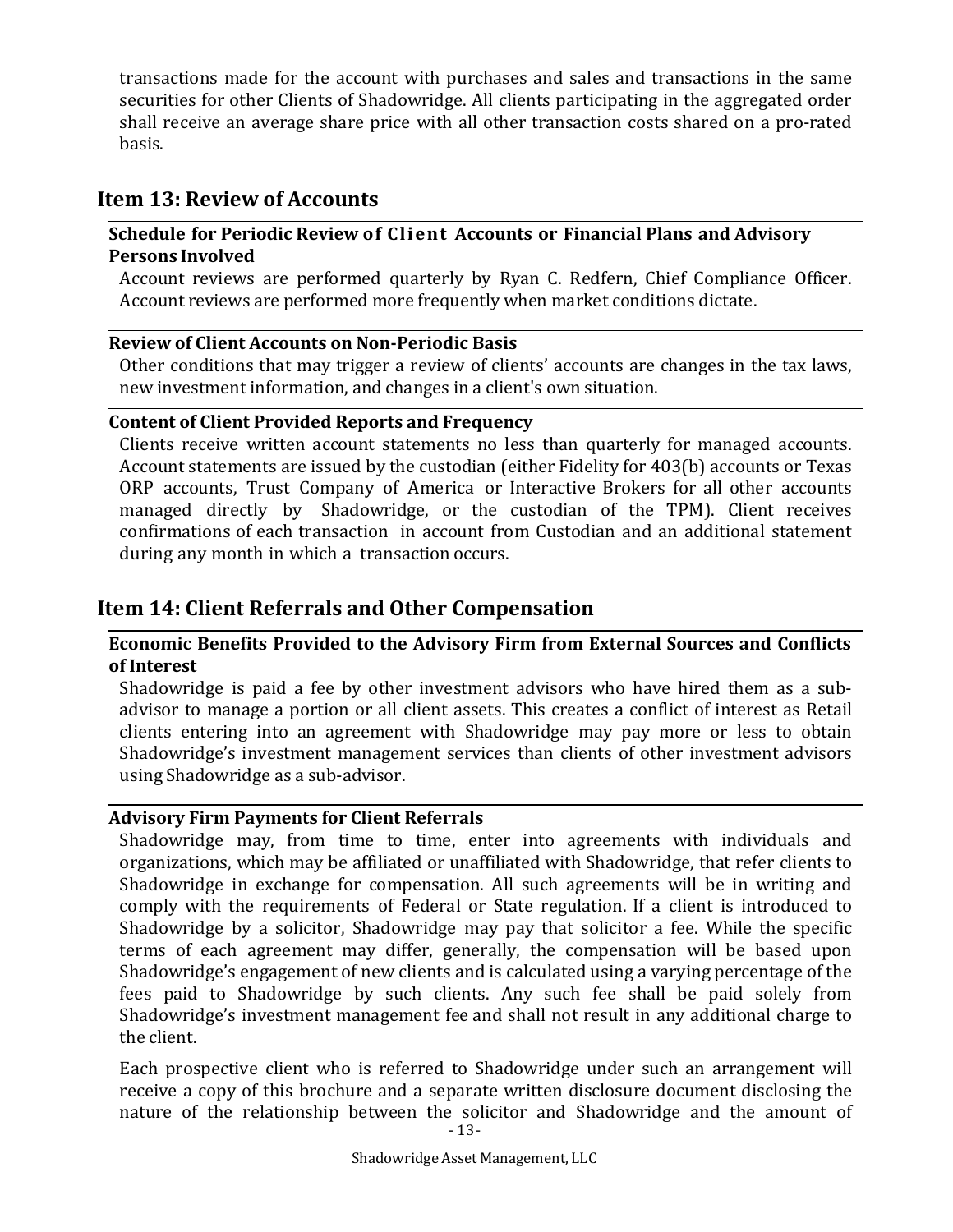transactions made for the account with purchases and sales and transactions in the same securities for other Clients of Shadowridge. All clients participating in the aggregated order shall receive an average share price with all other transaction costs shared on a pro-rated basis.

## Item 13: Review of Accounts

### Schedule for Periodic Review of Client Accounts or Financial Plans and Advisory Persons Involved

Account reviews are performed quarterly by Ryan C. Redfern, Chief Compliance Officer. Account reviews are performed more frequently when market conditions dictate.

### Review of Client Accounts on Non-Periodic Basis

Other conditions that may trigger a review of clients' accounts are changes in the tax laws, new investment information, and changes in a client's own situation.

### Content of Client Provided Reports and Frequency

Clients receive written account statements no less than quarterly for managed accounts. Account statements are issued by the custodian (either Fidelity for 403(b) accounts or Texas ORP accounts, Trust Company of America or Interactive Brokers for all other accounts managed directly by Shadowridge, or the custodian of the TPM). Client receives confirmations of each transaction in account from Custodian and an additional statement during any month in which a transaction occurs.

## Item 14: Client Referrals and Other Compensation

### Economic Benefits Provided to the Advisory Firm from External Sources and Conflicts of Interest

Shadowridge is paid a fee by other investment advisors who have hired them as a sub-advisor to manage a portion or all client assets. This creates a conflict of interest as Retail clients entering into an agreement with Shadowridge may pay more or less to obtain Shadowridge's investment management services than clients of other investment advisors using Shadowridge as a sub-advisor.

### Advisory Firm Payments for Client Referrals

Shadowridge may, from time to time, enter into agreements with individuals and organizations, which may be affiliated or unaffiliated with Shadowridge, that refer clients to Shadowridge in exchange for compensation. All such agreements will be in writing and comply with the requirements of Federal or State regulation. If a client is introduced to Shadowridge by a solicitor, Shadowridge may pay that solicitor a fee. While the specific terms of each agreement may differ, generally, the compensation will be based upon Shadowridge's engagement of new clients and is calculated using a varying percentage of the fees paid to Shadowridge by such clients. Any such fee shall be paid solely from Shadowridge's investment management fee and shall not result in any additional charge to the client.

Each prospective client who is referred to Shadowridge under such an arrangement will receive a copy of this brochure and a separate written disclosure document disclosing the nature of the relationship between the solicitor and Shadowridge and the amount of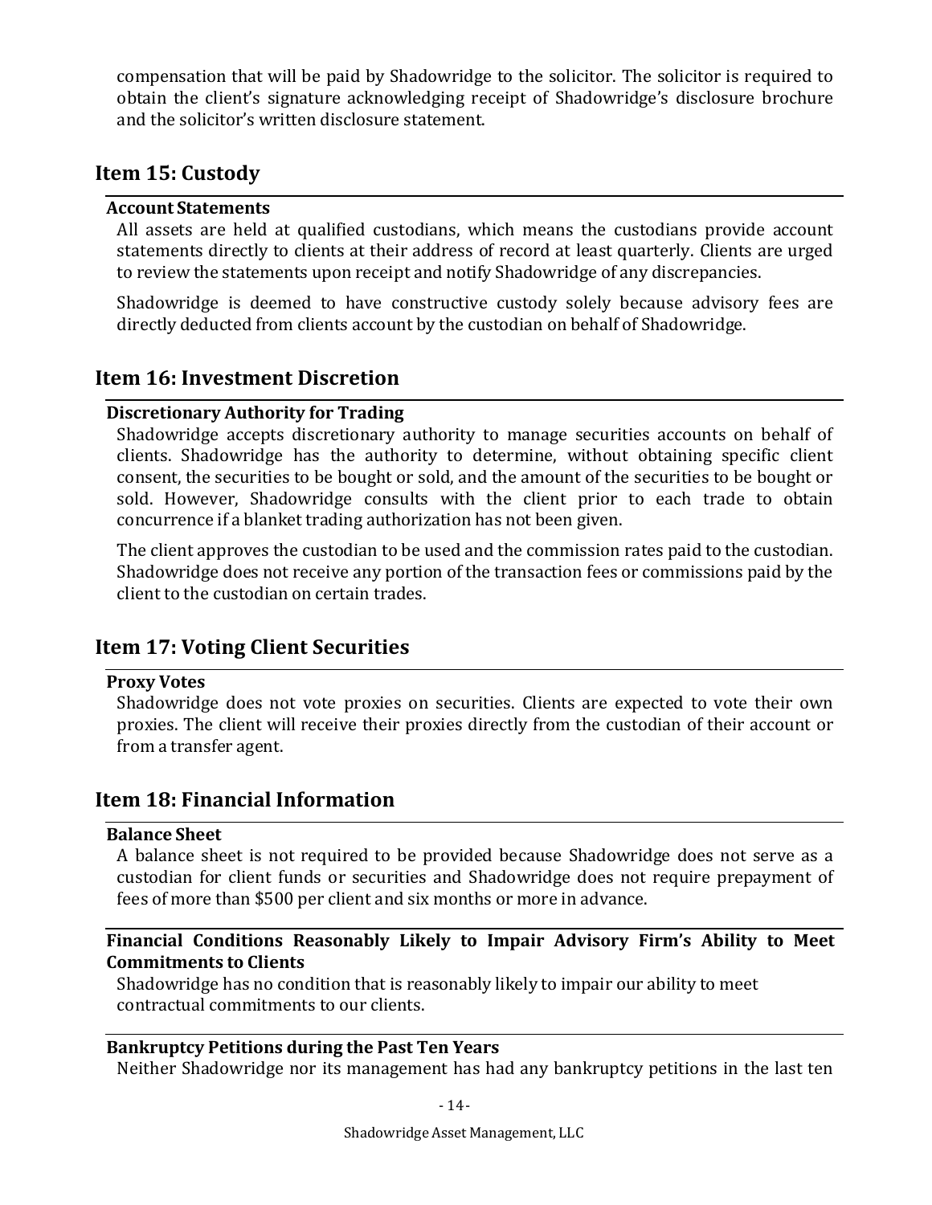compensation that will be paid by Shadowridge to the solicitor. The solicitor is required to obtain the client's signature acknowledging receipt of Shadowridge's disclosure brochure and the solicitor's written disclosure statement.

## Item 15: Custody

### Account Statements

All assets are held at qualified custodians, which means the custodians provide account statements directly to clients at their address of record at least quarterly. Clients are urged to review the statements upon receipt and notify Shadowridge of any discrepancies.

Shadowridge is deemed to have constructive custody solely because advisory fees are directly deducted from clients account by the custodian on behalf of Shadowridge.

## Item 16: Investment Discretion

### Discretionary Authority for Trading

Shadowridge accepts discretionary authority to manage securities accounts on behalf of clients. Shadowridge has the authority to determine, without obtaining specific client consent, the securities to be bought or sold, and the amount of the securities to be bought or sold. However, Shadowridge consults with the client prior to each trade to obtain concurrence if a blanket trading authorization has not been given.

The client approves the custodian to be used and the commission rates paid to the custodian. Shadowridge does not receive any portion of the transaction fees or commissions paid by the client to the custodian on certain trades.

## Item 17: Voting Client Securities

### Proxy Votes

Shadowridge does not vote proxies on securities. Clients are expected to vote their own proxies. The client will receive their proxies directly from the custodian of their account or from a transfer agent.

## Item 18: Financial Information

### Balance Sheet

A balance sheet is not required to be provided because Shadowridge does not serve as a custodian for client funds or securities and Shadowridge does not require prepayment of fees of more than $500 per client and six months or more in advance.

### Financial Conditions Reasonably Likely to Impair Advisory Firm's Ability to Meet Commitments to Clients

Shadowridge has no condition that is reasonably likely to impair our ability to meet contractual commitments to our clients.

### Bankruptcy Petitions during the Past Ten Years

Neither Shadowridge nor its management has had any bankruptcy petitions in the last ten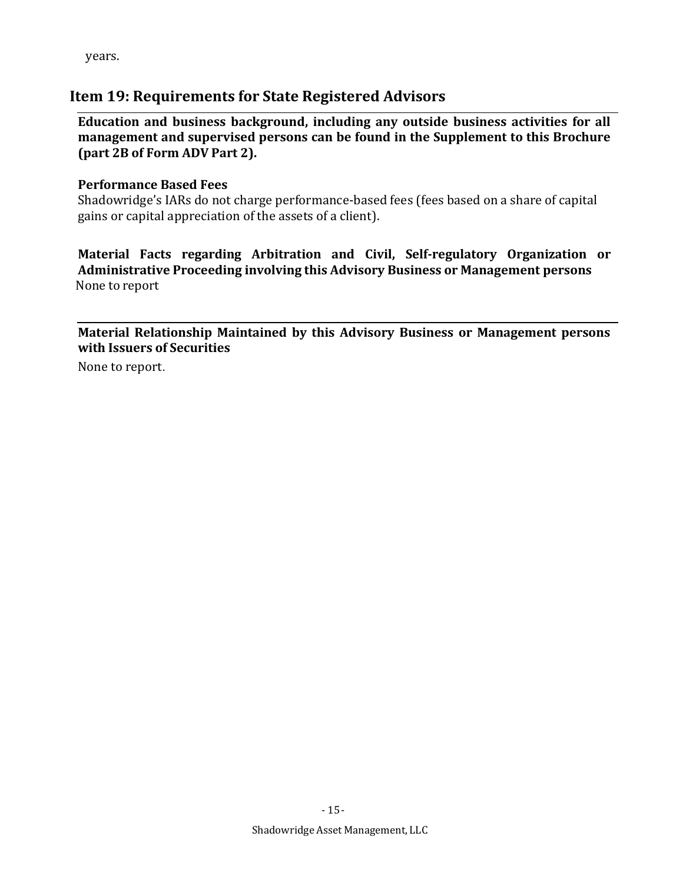years.

## Item 19: Requirements for State Registered Advisors

**Education and business background, including any outside business activities for all management and supervised persons can be found in the Supplement to this Brochure (part 2B of Form ADV Part 2).**

**Performance Based Fees**
Shadowridge's IARs do not charge performance-based fees (fees based on a share of capital gains or capital appreciation of the assets of a client).

**Material Facts regarding Arbitration and Civil, Self-regulatory Organization or Administrative Proceeding involving this Advisory Business or Management persons**
None to report

**Material Relationship Maintained by this Advisory Business or Management persons with Issuers of Securities**

None to report.